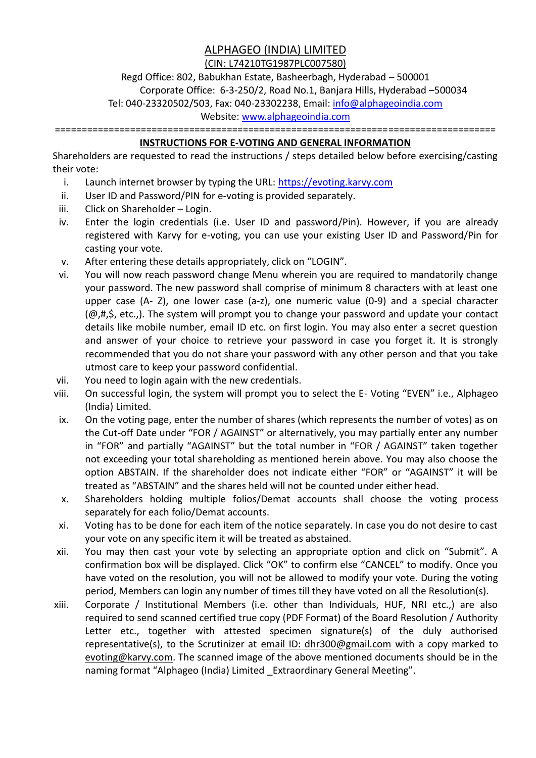# ALPHAGEO (INDIA) LIMITED

(CIN: L74210TG1987PLC007580)

Regd Office: 802, Babukhan Estate, Basheerbagh, Hyderabad – 500001

Corporate Office: 6-3-250/2, Road No.1, Banjara Hills, Hyderabad –500034

Tel: 040-23320502/503, Fax: 040-23302238, Email: info@alphageoindia.com

Website: www.alphageoindia.com

===============================================================================

## INSTRUCTIONS FOR E-VOTING AND GENERAL INFORMATION

Shareholders are requested to read the instructions / steps detailed below before exercising/casting their vote:

i. Launch internet browser by typing the URL: https://evoting.karvy.com

ii. User ID and Password/PIN for e-voting is provided separately.

iii. Click on Shareholder – Login.

iv. Enter the login credentials (i.e. User ID and password/Pin). However, if you are already registered with Karvy for e-voting, you can use your existing User ID and Password/Pin for casting your vote.

v. After entering these details appropriately, click on "LOGIN".

vi. You will now reach password change Menu wherein you are required to mandatorily change your password. The new password shall comprise of minimum 8 characters with at least one upper case (A- Z), one lower case (a-z), one numeric value (0-9) and a special character (@,#,$, etc.,). The system will prompt you to change your password and update your contact details like mobile number, email ID etc. on first login. You may also enter a secret question and answer of your choice to retrieve your password in case you forget it. It is strongly recommended that you do not share your password with any other person and that you take utmost care to keep your password confidential.

vii. You need to login again with the new credentials.

viii. On successful login, the system will prompt you to select the E- Voting "EVEN" i.e., Alphageo (India) Limited.

ix. On the voting page, enter the number of shares (which represents the number of votes) as on the Cut-off Date under "FOR / AGAINST" or alternatively, you may partially enter any number in "FOR" and partially "AGAINST" but the total number in "FOR / AGAINST" taken together not exceeding your total shareholding as mentioned herein above. You may also choose the option ABSTAIN. If the shareholder does not indicate either "FOR" or "AGAINST" it will be treated as "ABSTAIN" and the shares held will not be counted under either head.

x. Shareholders holding multiple folios/Demat accounts shall choose the voting process separately for each folio/Demat accounts.

xi. Voting has to be done for each item of the notice separately. In case you do not desire to cast your vote on any specific item it will be treated as abstained.

xii. You may then cast your vote by selecting an appropriate option and click on "Submit". A confirmation box will be displayed. Click "OK" to confirm else "CANCEL" to modify. Once you have voted on the resolution, you will not be allowed to modify your vote. During the voting period, Members can login any number of times till they have voted on all the Resolution(s).

xiii. Corporate / Institutional Members (i.e. other than Individuals, HUF, NRI etc.,) are also required to send scanned certified true copy (PDF Format) of the Board Resolution / Authority Letter etc., together with attested specimen signature(s) of the duly authorised representative(s), to the Scrutinizer at email ID: dhr300@gmail.com with a copy marked to evoting@karvy.com. The scanned image of the above mentioned documents should be in the naming format "Alphageo (India) Limited _Extraordinary General Meeting".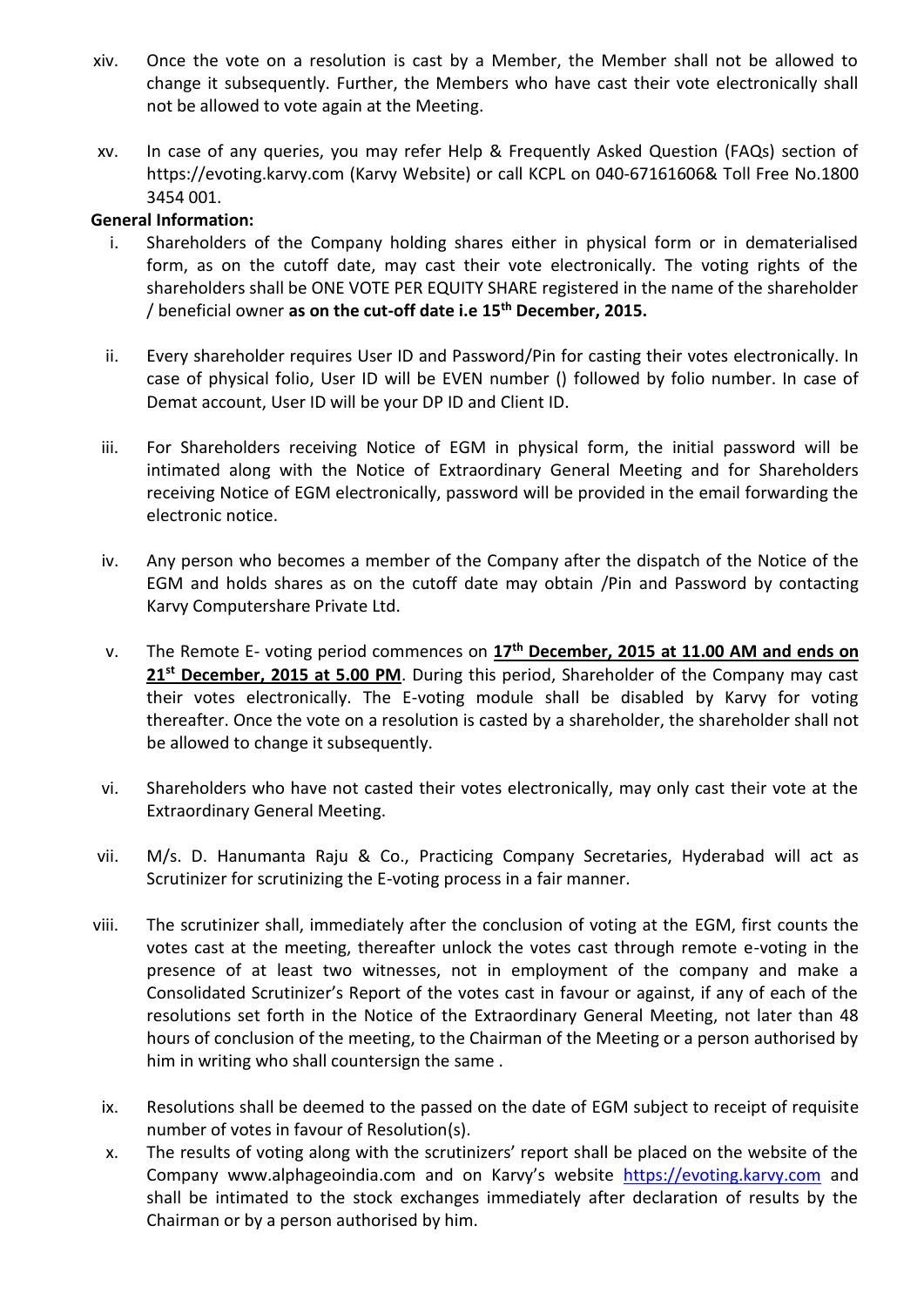xiv. Once the vote on a resolution is cast by a Member, the Member shall not be allowed to change it subsequently. Further, the Members who have cast their vote electronically shall not be allowed to vote again at the Meeting.

xv. In case of any queries, you may refer Help & Frequently Asked Question (FAQs) section of https://evoting.karvy.com (Karvy Website) or call KCPL on 040-67161606& Toll Free No.1800 3454 001.

**General Information:**

i. Shareholders of the Company holding shares either in physical form or in dematerialised form, as on the cutoff date, may cast their vote electronically. The voting rights of the shareholders shall be ONE VOTE PER EQUITY SHARE registered in the name of the shareholder / beneficial owner **as on the cut-off date i.e 15th December, 2015.**

ii. Every shareholder requires User ID and Password/Pin for casting their votes electronically. In case of physical folio, User ID will be EVEN number () followed by folio number. In case of Demat account, User ID will be your DP ID and Client ID.

iii. For Shareholders receiving Notice of EGM in physical form, the initial password will be intimated along with the Notice of Extraordinary General Meeting and for Shareholders receiving Notice of EGM electronically, password will be provided in the email forwarding the electronic notice.

iv. Any person who becomes a member of the Company after the dispatch of the Notice of the EGM and holds shares as on the cutoff date may obtain /Pin and Password by contacting Karvy Computershare Private Ltd.

v. The Remote E- voting period commences on **17th December, 2015 at 11.00 AM and ends on 21st December, 2015 at 5.00 PM**. During this period, Shareholder of the Company may cast their votes electronically. The E-voting module shall be disabled by Karvy for voting thereafter. Once the vote on a resolution is casted by a shareholder, the shareholder shall not be allowed to change it subsequently.

vi. Shareholders who have not casted their votes electronically, may only cast their vote at the Extraordinary General Meeting.

vii. M/s. D. Hanumanta Raju & Co., Practicing Company Secretaries, Hyderabad will act as Scrutinizer for scrutinizing the E-voting process in a fair manner.

viii. The scrutinizer shall, immediately after the conclusion of voting at the EGM, first counts the votes cast at the meeting, thereafter unlock the votes cast through remote e-voting in the presence of at least two witnesses, not in employment of the company and make a Consolidated Scrutinizer's Report of the votes cast in favour or against, if any of each of the resolutions set forth in the Notice of the Extraordinary General Meeting, not later than 48 hours of conclusion of the meeting, to the Chairman of the Meeting or a person authorised by him in writing who shall countersign the same .

ix. Resolutions shall be deemed to the passed on the date of EGM subject to receipt of requisite number of votes in favour of Resolution(s).

x. The results of voting along with the scrutinizers' report shall be placed on the website of the Company www.alphageoindia.com and on Karvy's website https://evoting.karvy.com and shall be intimated to the stock exchanges immediately after declaration of results by the Chairman or by a person authorised by him.